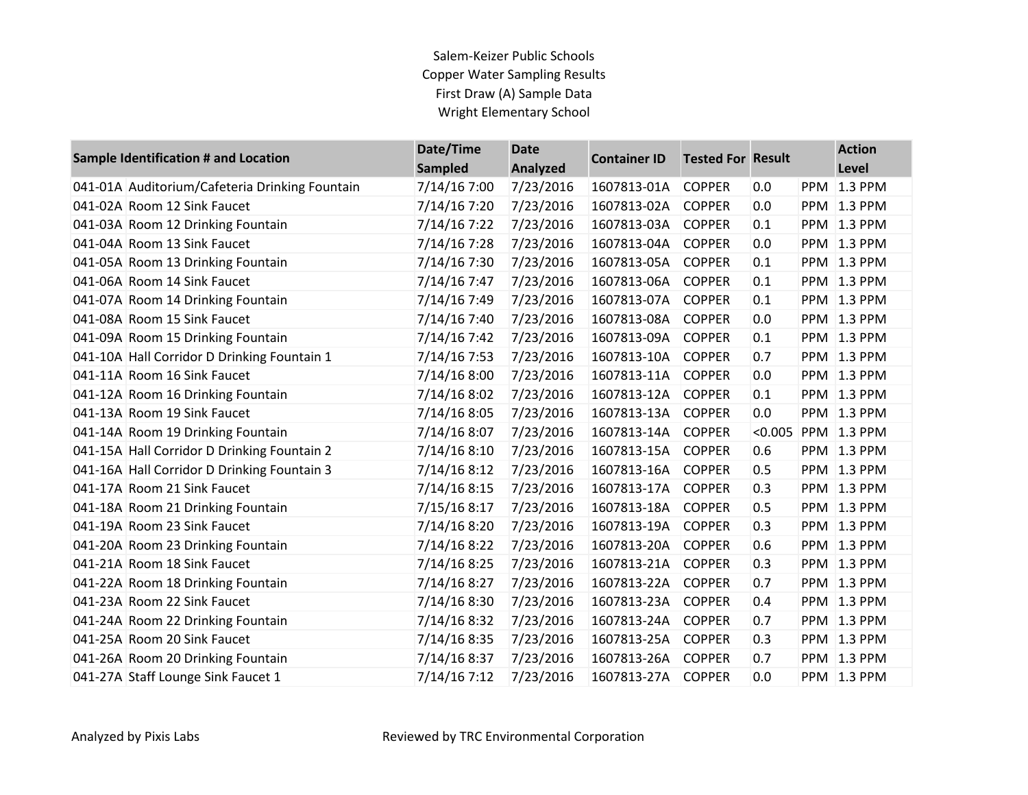Salem-Keizer Public Schools
Copper Water Sampling Results
First Draw (A) Sample Data
Wright Elementary School

| Sample Identification # and Location | | Date/Time Sampled | Date Analyzed | Container ID | Tested For | Result | | Action Level |
|---|---|---|---|---|---|---|---|---|
| 041-01A | Auditorium/Cafeteria Drinking Fountain | 7/14/16 7:00 | 7/23/2016 | 1607813-01A | COPPER | 0.0 | PPM | 1.3 PPM |
| 041-02A | Room 12 Sink Faucet | 7/14/16 7:20 | 7/23/2016 | 1607813-02A | COPPER | 0.0 | PPM | 1.3 PPM |
| 041-03A | Room 12 Drinking Fountain | 7/14/16 7:22 | 7/23/2016 | 1607813-03A | COPPER | 0.1 | PPM | 1.3 PPM |
| 041-04A | Room 13 Sink Faucet | 7/14/16 7:28 | 7/23/2016 | 1607813-04A | COPPER | 0.0 | PPM | 1.3 PPM |
| 041-05A | Room 13 Drinking Fountain | 7/14/16 7:30 | 7/23/2016 | 1607813-05A | COPPER | 0.1 | PPM | 1.3 PPM |
| 041-06A | Room 14 Sink Faucet | 7/14/16 7:47 | 7/23/2016 | 1607813-06A | COPPER | 0.1 | PPM | 1.3 PPM |
| 041-07A | Room 14 Drinking Fountain | 7/14/16 7:49 | 7/23/2016 | 1607813-07A | COPPER | 0.1 | PPM | 1.3 PPM |
| 041-08A | Room 15 Sink Faucet | 7/14/16 7:40 | 7/23/2016 | 1607813-08A | COPPER | 0.0 | PPM | 1.3 PPM |
| 041-09A | Room 15 Drinking Fountain | 7/14/16 7:42 | 7/23/2016 | 1607813-09A | COPPER | 0.1 | PPM | 1.3 PPM |
| 041-10A | Hall Corridor D Drinking Fountain 1 | 7/14/16 7:53 | 7/23/2016 | 1607813-10A | COPPER | 0.7 | PPM | 1.3 PPM |
| 041-11A | Room 16 Sink Faucet | 7/14/16 8:00 | 7/23/2016 | 1607813-11A | COPPER | 0.0 | PPM | 1.3 PPM |
| 041-12A | Room 16 Drinking Fountain | 7/14/16 8:02 | 7/23/2016 | 1607813-12A | COPPER | 0.1 | PPM | 1.3 PPM |
| 041-13A | Room 19 Sink Faucet | 7/14/16 8:05 | 7/23/2016 | 1607813-13A | COPPER | 0.0 | PPM | 1.3 PPM |
| 041-14A | Room 19 Drinking Fountain | 7/14/16 8:07 | 7/23/2016 | 1607813-14A | COPPER | <0.005 | PPM | 1.3 PPM |
| 041-15A | Hall Corridor D Drinking Fountain 2 | 7/14/16 8:10 | 7/23/2016 | 1607813-15A | COPPER | 0.6 | PPM | 1.3 PPM |
| 041-16A | Hall Corridor D Drinking Fountain 3 | 7/14/16 8:12 | 7/23/2016 | 1607813-16A | COPPER | 0.5 | PPM | 1.3 PPM |
| 041-17A | Room 21 Sink Faucet | 7/14/16 8:15 | 7/23/2016 | 1607813-17A | COPPER | 0.3 | PPM | 1.3 PPM |
| 041-18A | Room 21 Drinking Fountain | 7/15/16 8:17 | 7/23/2016 | 1607813-18A | COPPER | 0.5 | PPM | 1.3 PPM |
| 041-19A | Room 23 Sink Faucet | 7/14/16 8:20 | 7/23/2016 | 1607813-19A | COPPER | 0.3 | PPM | 1.3 PPM |
| 041-20A | Room 23 Drinking Fountain | 7/14/16 8:22 | 7/23/2016 | 1607813-20A | COPPER | 0.6 | PPM | 1.3 PPM |
| 041-21A | Room 18 Sink Faucet | 7/14/16 8:25 | 7/23/2016 | 1607813-21A | COPPER | 0.3 | PPM | 1.3 PPM |
| 041-22A | Room 18 Drinking Fountain | 7/14/16 8:27 | 7/23/2016 | 1607813-22A | COPPER | 0.7 | PPM | 1.3 PPM |
| 041-23A | Room 22 Sink Faucet | 7/14/16 8:30 | 7/23/2016 | 1607813-23A | COPPER | 0.4 | PPM | 1.3 PPM |
| 041-24A | Room 22 Drinking Fountain | 7/14/16 8:32 | 7/23/2016 | 1607813-24A | COPPER | 0.7 | PPM | 1.3 PPM |
| 041-25A | Room 20 Sink Faucet | 7/14/16 8:35 | 7/23/2016 | 1607813-25A | COPPER | 0.3 | PPM | 1.3 PPM |
| 041-26A | Room 20 Drinking Fountain | 7/14/16 8:37 | 7/23/2016 | 1607813-26A | COPPER | 0.7 | PPM | 1.3 PPM |
| 041-27A | Staff Lounge Sink Faucet 1 | 7/14/16 7:12 | 7/23/2016 | 1607813-27A | COPPER | 0.0 | PPM | 1.3 PPM |

Analyzed by Pixis Labs

Reviewed by TRC Environmental Corporation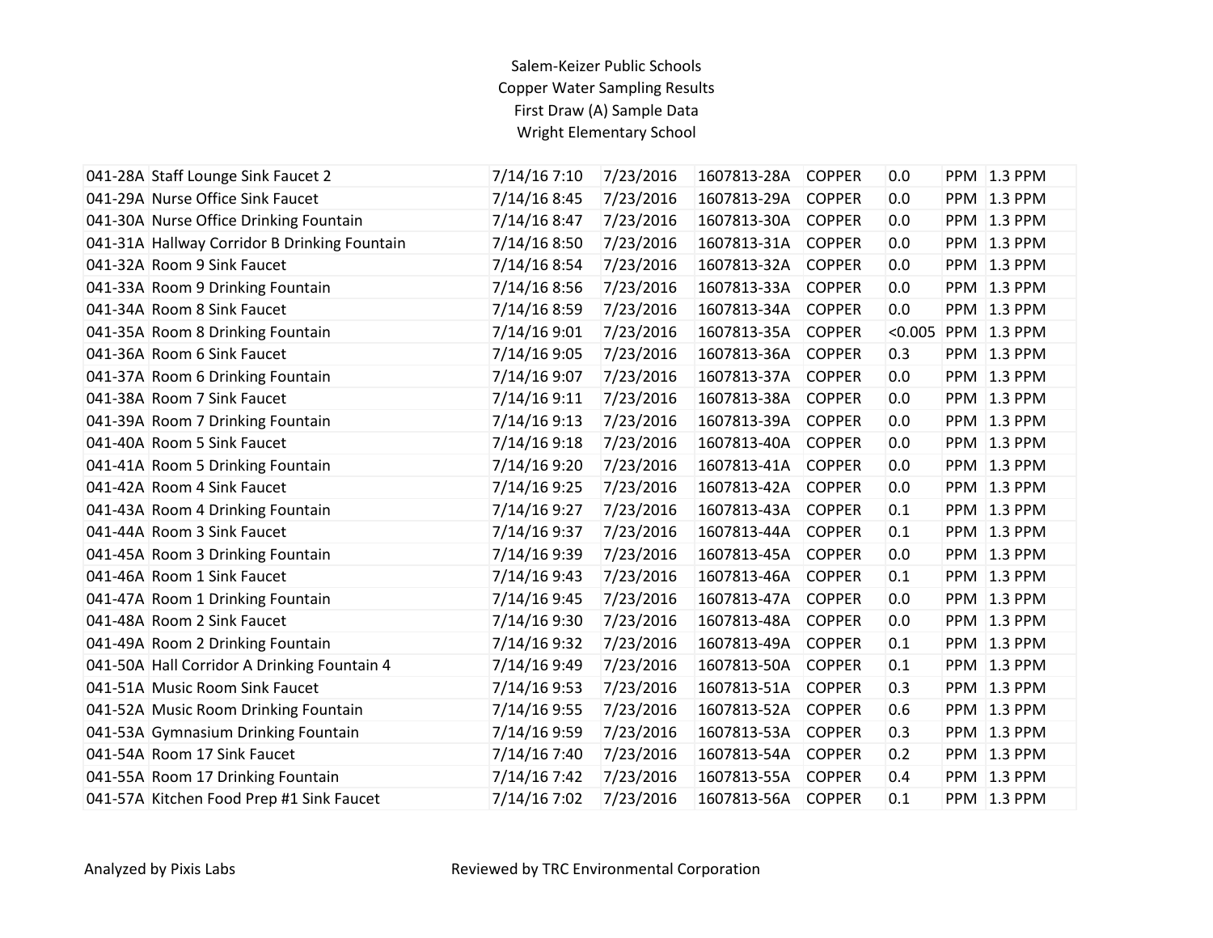Salem-Keizer Public Schools
Copper Water Sampling Results
First Draw (A) Sample Data
Wright Elementary School

| | | | | | | | | |
|---|---|---|---|---|---|---|---|---|
| 041-28A | Staff Lounge Sink Faucet 2 | 7/14/16 7:10 | 7/23/2016 | 1607813-28A | COPPER | 0.0 | PPM | 1.3 PPM |
| 041-29A | Nurse Office Sink Faucet | 7/14/16 8:45 | 7/23/2016 | 1607813-29A | COPPER | 0.0 | PPM | 1.3 PPM |
| 041-30A | Nurse Office Drinking Fountain | 7/14/16 8:47 | 7/23/2016 | 1607813-30A | COPPER | 0.0 | PPM | 1.3 PPM |
| 041-31A | Hallway Corridor B Drinking Fountain | 7/14/16 8:50 | 7/23/2016 | 1607813-31A | COPPER | 0.0 | PPM | 1.3 PPM |
| 041-32A | Room 9 Sink Faucet | 7/14/16 8:54 | 7/23/2016 | 1607813-32A | COPPER | 0.0 | PPM | 1.3 PPM |
| 041-33A | Room 9 Drinking Fountain | 7/14/16 8:56 | 7/23/2016 | 1607813-33A | COPPER | 0.0 | PPM | 1.3 PPM |
| 041-34A | Room 8 Sink Faucet | 7/14/16 8:59 | 7/23/2016 | 1607813-34A | COPPER | 0.0 | PPM | 1.3 PPM |
| 041-35A | Room 8 Drinking Fountain | 7/14/16 9:01 | 7/23/2016 | 1607813-35A | COPPER | <0.005 | PPM | 1.3 PPM |
| 041-36A | Room 6 Sink Faucet | 7/14/16 9:05 | 7/23/2016 | 1607813-36A | COPPER | 0.3 | PPM | 1.3 PPM |
| 041-37A | Room 6 Drinking Fountain | 7/14/16 9:07 | 7/23/2016 | 1607813-37A | COPPER | 0.0 | PPM | 1.3 PPM |
| 041-38A | Room 7 Sink Faucet | 7/14/16 9:11 | 7/23/2016 | 1607813-38A | COPPER | 0.0 | PPM | 1.3 PPM |
| 041-39A | Room 7 Drinking Fountain | 7/14/16 9:13 | 7/23/2016 | 1607813-39A | COPPER | 0.0 | PPM | 1.3 PPM |
| 041-40A | Room 5 Sink Faucet | 7/14/16 9:18 | 7/23/2016 | 1607813-40A | COPPER | 0.0 | PPM | 1.3 PPM |
| 041-41A | Room 5 Drinking Fountain | 7/14/16 9:20 | 7/23/2016 | 1607813-41A | COPPER | 0.0 | PPM | 1.3 PPM |
| 041-42A | Room 4 Sink Faucet | 7/14/16 9:25 | 7/23/2016 | 1607813-42A | COPPER | 0.0 | PPM | 1.3 PPM |
| 041-43A | Room 4 Drinking Fountain | 7/14/16 9:27 | 7/23/2016 | 1607813-43A | COPPER | 0.1 | PPM | 1.3 PPM |
| 041-44A | Room 3 Sink Faucet | 7/14/16 9:37 | 7/23/2016 | 1607813-44A | COPPER | 0.1 | PPM | 1.3 PPM |
| 041-45A | Room 3 Drinking Fountain | 7/14/16 9:39 | 7/23/2016 | 1607813-45A | COPPER | 0.0 | PPM | 1.3 PPM |
| 041-46A | Room 1 Sink Faucet | 7/14/16 9:43 | 7/23/2016 | 1607813-46A | COPPER | 0.1 | PPM | 1.3 PPM |
| 041-47A | Room 1 Drinking Fountain | 7/14/16 9:45 | 7/23/2016 | 1607813-47A | COPPER | 0.0 | PPM | 1.3 PPM |
| 041-48A | Room 2 Sink Faucet | 7/14/16 9:30 | 7/23/2016 | 1607813-48A | COPPER | 0.0 | PPM | 1.3 PPM |
| 041-49A | Room 2 Drinking Fountain | 7/14/16 9:32 | 7/23/2016 | 1607813-49A | COPPER | 0.1 | PPM | 1.3 PPM |
| 041-50A | Hall Corridor A Drinking Fountain 4 | 7/14/16 9:49 | 7/23/2016 | 1607813-50A | COPPER | 0.1 | PPM | 1.3 PPM |
| 041-51A | Music Room Sink Faucet | 7/14/16 9:53 | 7/23/2016 | 1607813-51A | COPPER | 0.3 | PPM | 1.3 PPM |
| 041-52A | Music Room Drinking Fountain | 7/14/16 9:55 | 7/23/2016 | 1607813-52A | COPPER | 0.6 | PPM | 1.3 PPM |
| 041-53A | Gymnasium Drinking Fountain | 7/14/16 9:59 | 7/23/2016 | 1607813-53A | COPPER | 0.3 | PPM | 1.3 PPM |
| 041-54A | Room 17 Sink Faucet | 7/14/16 7:40 | 7/23/2016 | 1607813-54A | COPPER | 0.2 | PPM | 1.3 PPM |
| 041-55A | Room 17 Drinking Fountain | 7/14/16 7:42 | 7/23/2016 | 1607813-55A | COPPER | 0.4 | PPM | 1.3 PPM |
| 041-57A | Kitchen Food Prep #1 Sink Faucet | 7/14/16 7:02 | 7/23/2016 | 1607813-56A | COPPER | 0.1 | PPM | 1.3 PPM |

Analyzed by Pixis Labs

Reviewed by TRC Environmental Corporation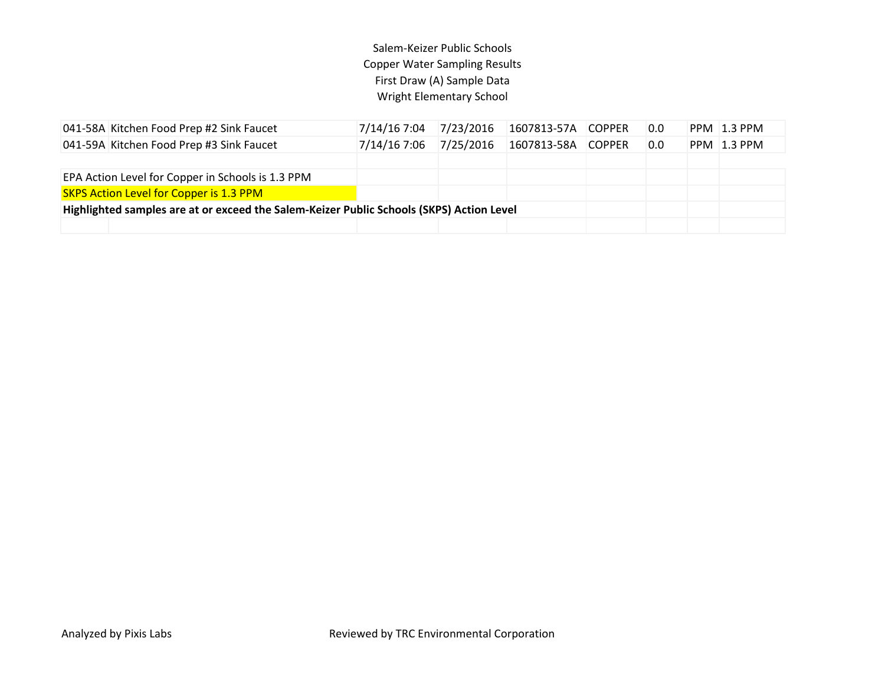Salem-Keizer Public Schools
Copper Water Sampling Results
First Draw (A) Sample Data
Wright Elementary School

| | | | | | | | | |
|---|---|---|---|---|---|---|---|---|
| 041-58A | Kitchen Food Prep #2 Sink Faucet | 7/14/16 7:04 | 7/23/2016 | 1607813-57A | COPPER | 0.0 | PPM | 1.3 PPM |
| 041-59A | Kitchen Food Prep #3 Sink Faucet | 7/14/16 7:06 | 7/25/2016 | 1607813-58A | COPPER | 0.0 | PPM | 1.3 PPM |

EPA Action Level for Copper in Schools is 1.3 PPM

SKPS Action Level for Copper is 1.3 PPM

**Highlighted samples are at or exceed the Salem-Keizer Public Schools (SKPS) Action Level**

Analyzed by Pixis Labs

Reviewed by TRC Environmental Corporation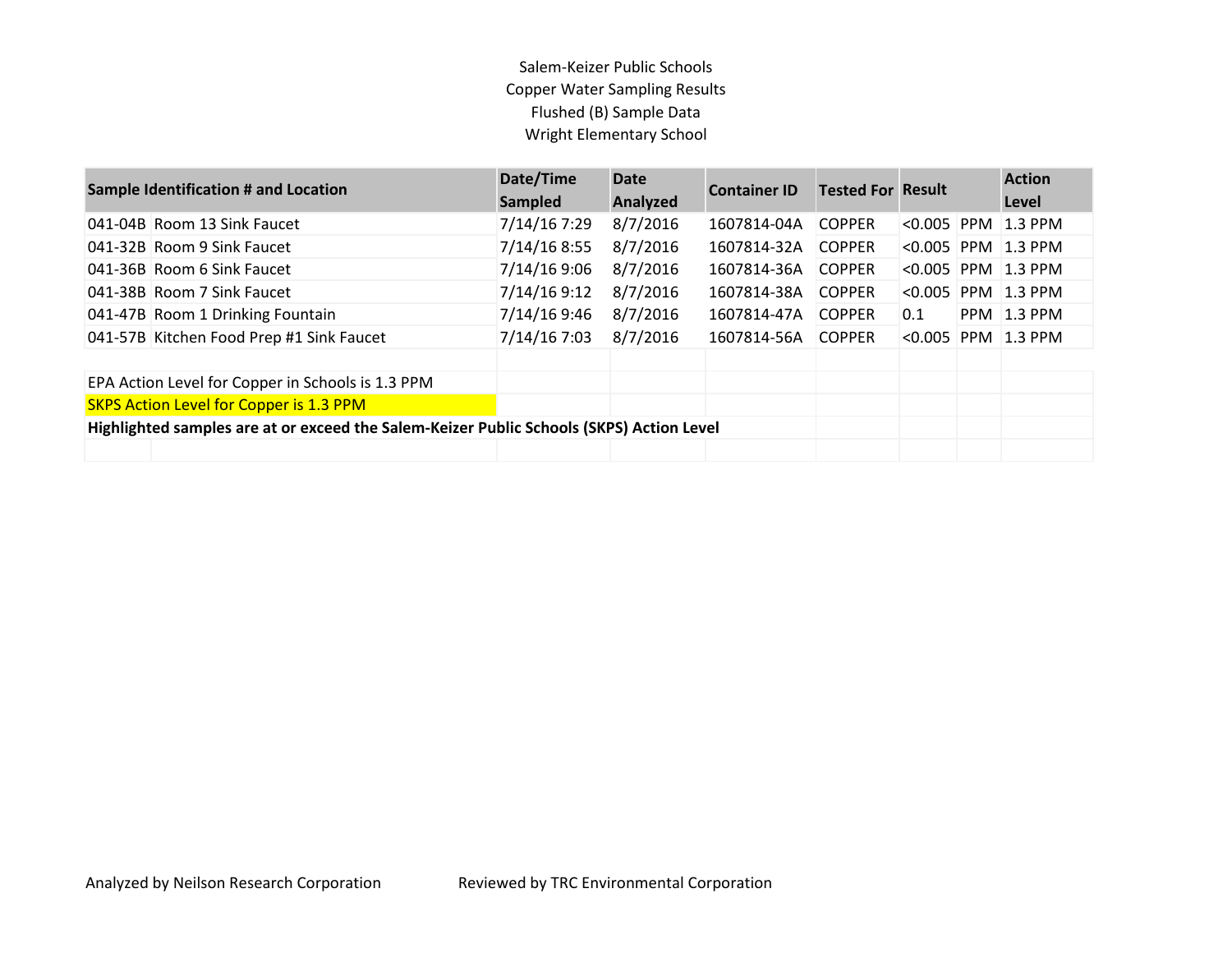Salem-Keizer Public Schools
Copper Water Sampling Results
Flushed (B) Sample Data
Wright Elementary School

| Sample Identification # and Location | | Date/Time Sampled | Date Analyzed | Container ID | Tested For | Result | | Action Level |
|---|---|---|---|---|---|---|---|---|
| 041-04B | Room 13 Sink Faucet | 7/14/16 7:29 | 8/7/2016 | 1607814-04A | COPPER | <0.005 | PPM | 1.3 PPM |
| 041-32B | Room 9 Sink Faucet | 7/14/16 8:55 | 8/7/2016 | 1607814-32A | COPPER | <0.005 | PPM | 1.3 PPM |
| 041-36B | Room 6 Sink Faucet | 7/14/16 9:06 | 8/7/2016 | 1607814-36A | COPPER | <0.005 | PPM | 1.3 PPM |
| 041-38B | Room 7 Sink Faucet | 7/14/16 9:12 | 8/7/2016 | 1607814-38A | COPPER | <0.005 | PPM | 1.3 PPM |
| 041-47B | Room 1 Drinking Fountain | 7/14/16 9:46 | 8/7/2016 | 1607814-47A | COPPER | 0.1 | PPM | 1.3 PPM |
| 041-57B | Kitchen Food Prep #1 Sink Faucet | 7/14/16 7:03 | 8/7/2016 | 1607814-56A | COPPER | <0.005 | PPM | 1.3 PPM |

EPA Action Level for Copper in Schools is 1.3 PPM

SKPS Action Level for Copper is 1.3 PPM

**Highlighted samples are at or exceed the Salem-Keizer Public Schools (SKPS) Action Level**

Analyzed by Neilson Research Corporation

Reviewed by TRC Environmental Corporation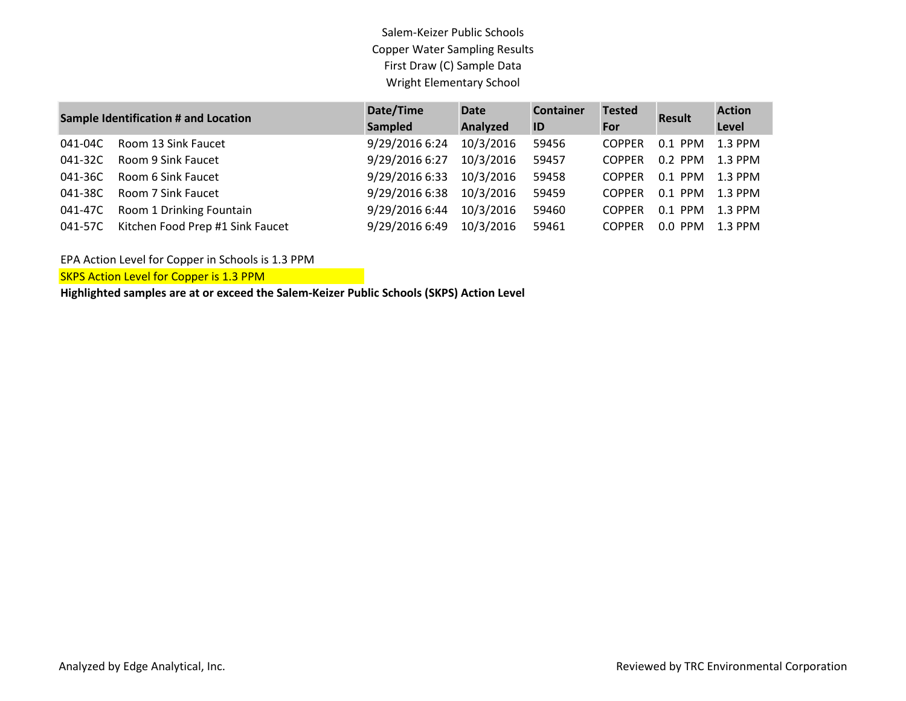Salem-Keizer Public Schools
Copper Water Sampling Results
First Draw (C) Sample Data
Wright Elementary School

| Sample Identification # and Location | | Date/Time Sampled | Date Analyzed | Container ID | Tested For | Result | Action Level |
|---|---|---|---|---|---|---|---|
| 041-04C | Room 13 Sink Faucet | 9/29/2016 6:24 | 10/3/2016 | 59456 | COPPER | 0.1 PPM | 1.3 PPM |
| 041-32C | Room 9 Sink Faucet | 9/29/2016 6:27 | 10/3/2016 | 59457 | COPPER | 0.2 PPM | 1.3 PPM |
| 041-36C | Room 6 Sink Faucet | 9/29/2016 6:33 | 10/3/2016 | 59458 | COPPER | 0.1 PPM | 1.3 PPM |
| 041-38C | Room 7 Sink Faucet | 9/29/2016 6:38 | 10/3/2016 | 59459 | COPPER | 0.1 PPM | 1.3 PPM |
| 041-47C | Room 1 Drinking Fountain | 9/29/2016 6:44 | 10/3/2016 | 59460 | COPPER | 0.1 PPM | 1.3 PPM |
| 041-57C | Kitchen Food Prep #1 Sink Faucet | 9/29/2016 6:49 | 10/3/2016 | 59461 | COPPER | 0.0 PPM | 1.3 PPM |

EPA Action Level for Copper in Schools is 1.3 PPM

SKPS Action Level for Copper is 1.3 PPM

**Highlighted samples are at or exceed the Salem-Keizer Public Schools (SKPS) Action Level**

Analyzed by Edge Analytical, Inc.

Reviewed by TRC Environmental Corporation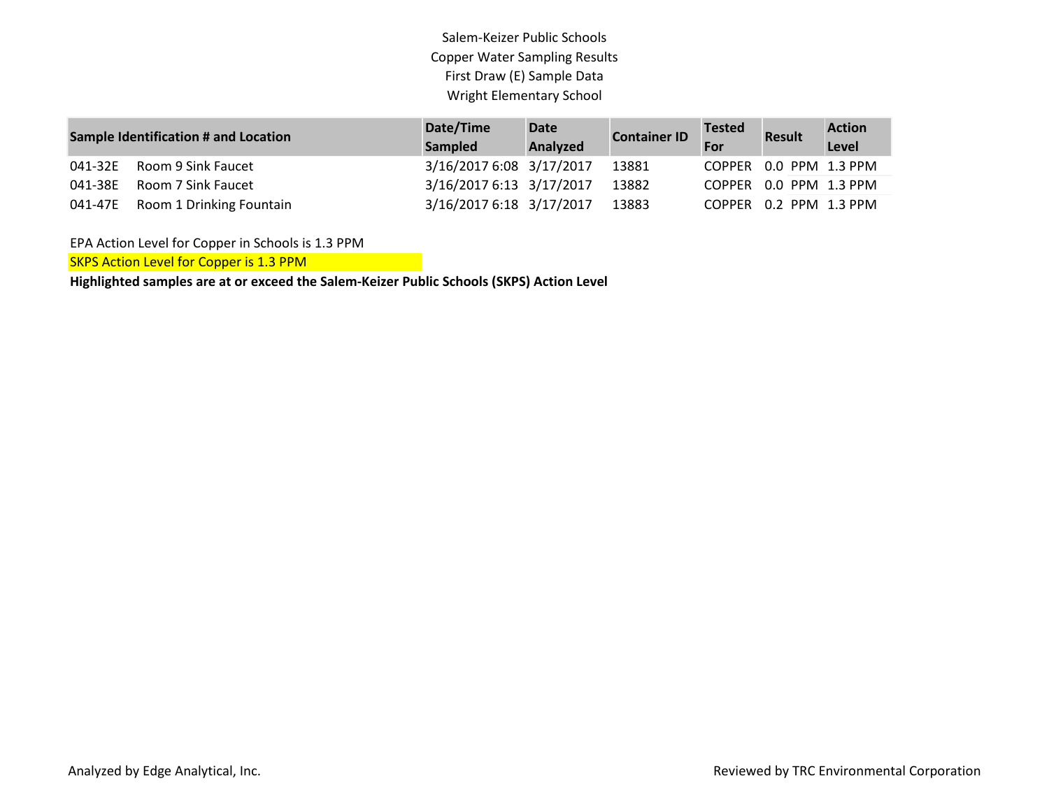Salem-Keizer Public Schools
Copper Water Sampling Results
First Draw (E) Sample Data
Wright Elementary School

| Sample Identification # and Location | | Date/Time Sampled | Date Analyzed | Container ID | Tested For | Result | Action Level |
|---|---|---|---|---|---|---|---|
| 041-32E | Room 9 Sink Faucet | 3/16/2017 6:08 | 3/17/2017 | 13881 | COPPER | 0.0 PPM | 1.3 PPM |
| 041-38E | Room 7 Sink Faucet | 3/16/2017 6:13 | 3/17/2017 | 13882 | COPPER | 0.0 PPM | 1.3 PPM |
| 041-47E | Room 1 Drinking Fountain | 3/16/2017 6:18 | 3/17/2017 | 13883 | COPPER | 0.2 PPM | 1.3 PPM |

EPA Action Level for Copper in Schools is 1.3 PPM

SKPS Action Level for Copper is 1.3 PPM

**Highlighted samples are at or exceed the Salem-Keizer Public Schools (SKPS) Action Level**

Analyzed by Edge Analytical, Inc.

Reviewed by TRC Environmental Corporation